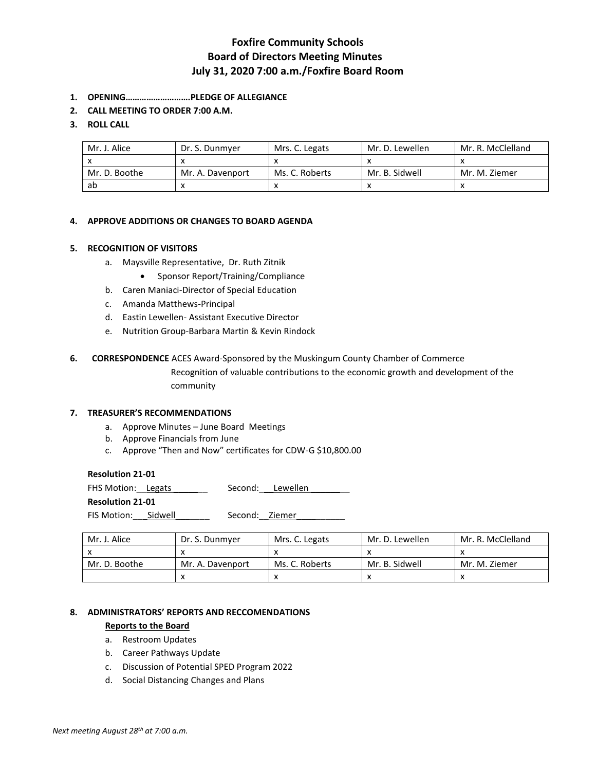# Foxfire Community Schools
## Board of Directors Meeting Minutes
## July 31, 2020 7:00 a.m./Foxfire Board Room

1. **OPENING……………………….PLEDGE OF ALLEGIANCE**
2. **CALL MEETING TO ORDER 7:00 A.M.**
3. **ROLL CALL**

| Mr. J. Alice | Dr. S. Dunmyer | Mrs. C. Legats | Mr. D. Lewellen | Mr. R. McClelland |
|---|---|---|---|---|
| x | x | x | x | x |
| Mr. D. Boothe | Mr. A. Davenport | Ms. C. Roberts | Mr. B. Sidwell | Mr. M. Ziemer |
| ab | x | x | x | x |

4. **APPROVE ADDITIONS OR CHANGES TO BOARD AGENDA**

5. **RECOGNITION OF VISITORS**
   a. Maysville Representative, Dr. Ruth Zitnik
      - Sponsor Report/Training/Compliance
   b. Caren Maniaci-Director of Special Education
   c. Amanda Matthews-Principal
   d. Eastin Lewellen- Assistant Executive Director
   e. Nutrition Group-Barbara Martin & Kevin Rindock

6. **CORRESPONDENCE** ACES Award-Sponsored by the Muskingum County Chamber of Commerce
   Recognition of valuable contributions to the economic growth and development of the community

7. **TREASURER'S RECOMMENDATIONS**
   a. Approve Minutes – June Board Meetings
   b. Approve Financials from June
   c. Approve "Then and Now" certificates for CDW-G $10,800.00

**Resolution 21-01**
FHS Motion:__Legats _________ Second:___Lewellen _________

**Resolution 21-01**
FIS Motion:___Sidwell________ Second:__Ziemer__________

| Mr. J. Alice | Dr. S. Dunmyer | Mrs. C. Legats | Mr. D. Lewellen | Mr. R. McClelland |
|---|---|---|---|---|
| x | x | x | x | x |
| Mr. D. Boothe | Mr. A. Davenport | Ms. C. Roberts | Mr. B. Sidwell | Mr. M. Ziemer |
| | x | x | x | x |

8. **ADMINISTRATORS' REPORTS AND RECCOMENDATIONS**

   **<u>Reports to the Board</u>**
   a. Restroom Updates
   b. Career Pathways Update
   c. Discussion of Potential SPED Program 2022
   d. Social Distancing Changes and Plans

*Next meeting August 28th at 7:00 a.m.*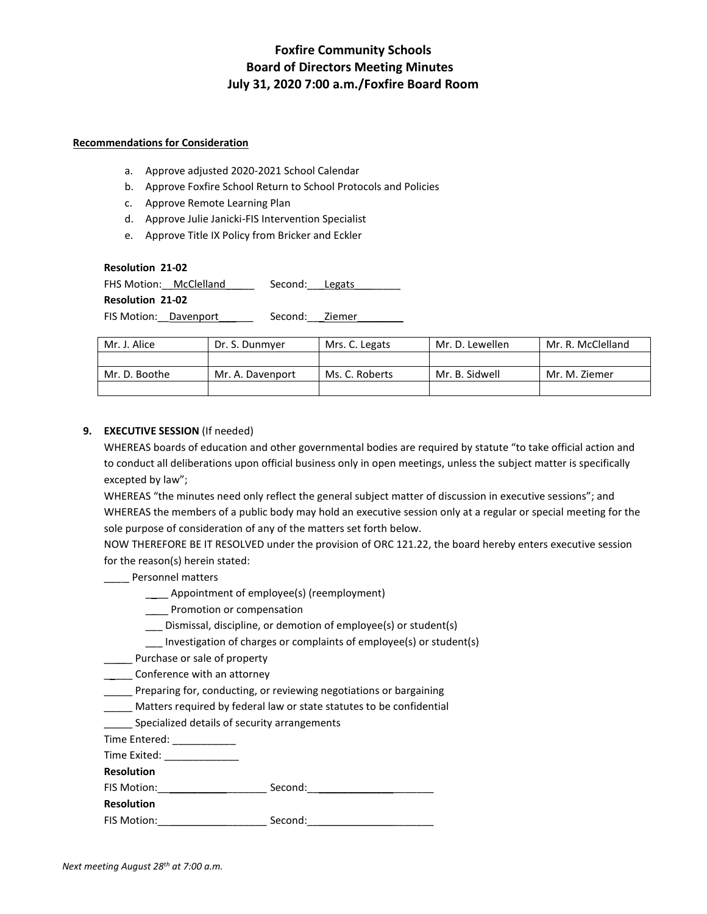# Foxfire Community Schools
## Board of Directors Meeting Minutes
### July 31, 2020 7:00 a.m./Foxfire Board Room

**Recommendations for Consideration**

a. Approve adjusted 2020-2021 School Calendar
b. Approve Foxfire School Return to School Protocols and Policies
c. Approve Remote Learning Plan
d. Approve Julie Janicki-FIS Intervention Specialist
e. Approve Title IX Policy from Bricker and Eckler

**Resolution 21-02**
FHS Motion:__McClelland_____ Second:___Legats________
**Resolution 21-02**
FIS Motion:__Davenport______ Second:___Ziemer________

| Mr. J. Alice | Dr. S. Dunmyer | Mrs. C. Legats | Mr. D. Lewellen | Mr. R. McClelland |
|---|---|---|---|---|
| | | | | |
| Mr. D. Boothe | Mr. A. Davenport | Ms. C. Roberts | Mr. B. Sidwell | Mr. M. Ziemer |
| | | | | |

**9. EXECUTIVE SESSION** (If needed)

WHEREAS boards of education and other governmental bodies are required by statute "to take official action and to conduct all deliberations upon official business only in open meetings, unless the subject matter is specifically excepted by law";
WHEREAS "the minutes need only reflect the general subject matter of discussion in executive sessions"; and
WHEREAS the members of a public body may hold an executive session only at a regular or special meeting for the sole purpose of consideration of any of the matters set forth below.
NOW THEREFORE BE IT RESOLVED under the provision of ORC 121.22, the board hereby enters executive session for the reason(s) herein stated:

____ Personnel matters
  ____ Appointment of employee(s) (reemployment)
  ____ Promotion or compensation
  ___ Dismissal, discipline, or demotion of employee(s) or student(s)
  ___ Investigation of charges or complaints of employee(s) or student(s)
_____ Purchase or sale of property
_____ Conference with an attorney
_____ Preparing for, conducting, or reviewing negotiations or bargaining
_____ Matters required by federal law or state statutes to be confidential
_____ Specialized details of security arrangements

Time Entered: ___________
Time Exited: _____________

**Resolution**
FIS Motion:___________________ Second:______________________
**Resolution**
FIS Motion:___________________ Second:______________________

*Next meeting August 28th at 7:00 a.m.*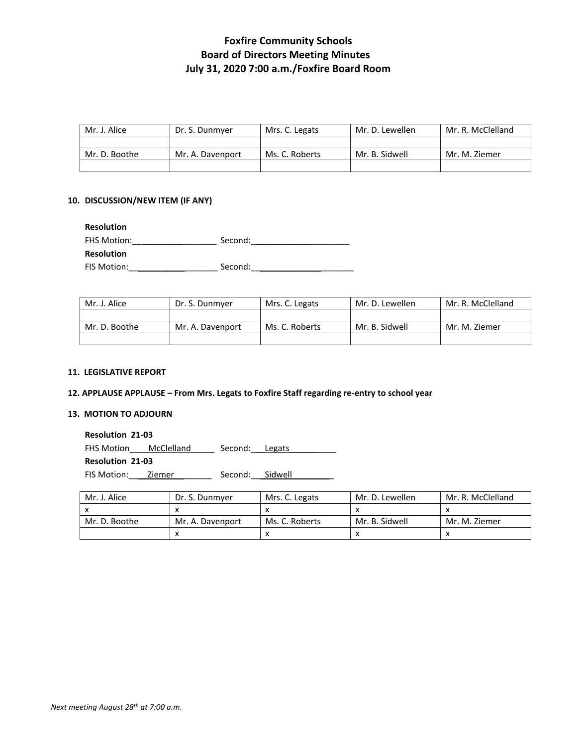**Foxfire Community Schools**
**Board of Directors Meeting Minutes**
**July 31, 2020 7:00 a.m./Foxfire Board Room**

| | | | | |
|---|---|---|---|---|
| Mr. J. Alice | Dr. S. Dunmyer | Mrs. C. Legats | Mr. D. Lewellen | Mr. R. McClelland |
| | | | | |
| Mr. D. Boothe | Mr. A. Davenport | Ms. C. Roberts | Mr. B. Sidwell | Mr. M. Ziemer |
| | | | | |

**10. DISCUSSION/NEW ITEM (IF ANY)**

**Resolution**
FHS Motion:__________________ Second:_____________________
**Resolution**
FIS Motion:__________________ Second:______________________

| | | | | |
|---|---|---|---|---|
| Mr. J. Alice | Dr. S. Dunmyer | Mrs. C. Legats | Mr. D. Lewellen | Mr. R. McClelland |
| | | | | |
| Mr. D. Boothe | Mr. A. Davenport | Ms. C. Roberts | Mr. B. Sidwell | Mr. M. Ziemer |
| | | | | |

**11. LEGISLATIVE REPORT**

**12. APPLAUSE APPLAUSE – From Mrs. Legats to Foxfire Staff regarding re-entry to school year**

**13. MOTION TO ADJOURN**

**Resolution 21-03**
FHS Motion____McClelland_____ Second:___Legats__________
**Resolution 21-03**
FIS Motion:____Ziemer________ Second:___Sidwell_________

| | | | | |
|---|---|---|---|---|
| Mr. J. Alice | Dr. S. Dunmyer | Mrs. C. Legats | Mr. D. Lewellen | Mr. R. McClelland |
| x | x | x | x | x |
| Mr. D. Boothe | Mr. A. Davenport | Ms. C. Roberts | Mr. B. Sidwell | Mr. M. Ziemer |
| | x | x | x | x |

*Next meeting August 28th at 7:00 a.m.*